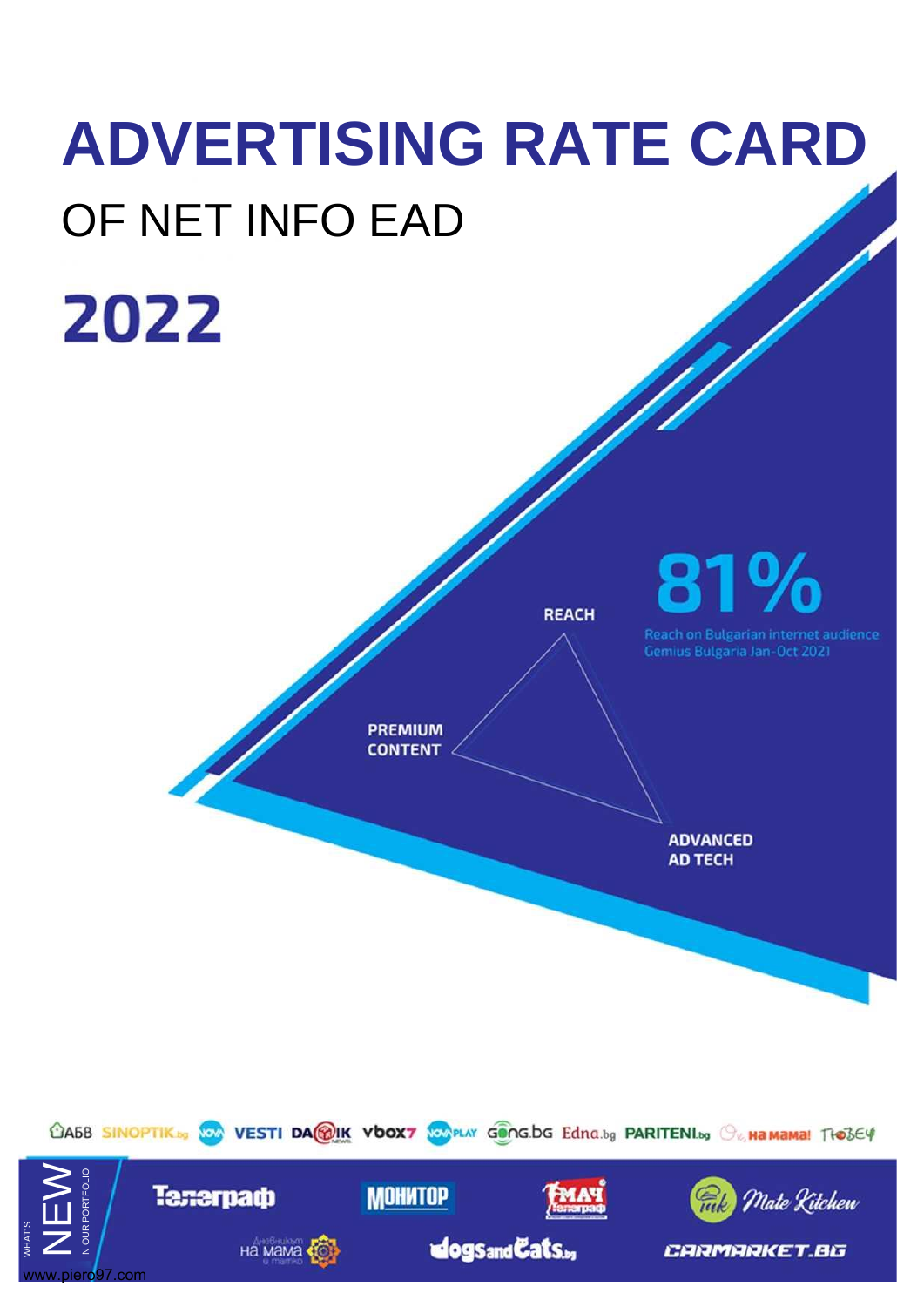# ADVERTISING RATE CARD

## OF NET INFO EAD

# 2022

REACH

PREMIUM CONTENT

ADVANCED AD TECH

**81%**

Reach on Bulgarian internet audience
Gemius Bulgaria Jan-Oct 2021

АБВ SINOPTIK.bg NOVA VESTI DARIK vbox7 NOVA PLAY GONG.BG Edna.bg PARITENI.bg Хе, на мама! Тоест

WHAT'S NEW IN OUR PORTFOLIO

Телеграф МОНИТОР 7 МАЙ Телеграф Mate Kitchen

Дневникът на мама и татко dogs and cats.bg CARMARKET.BG

www.piero97.com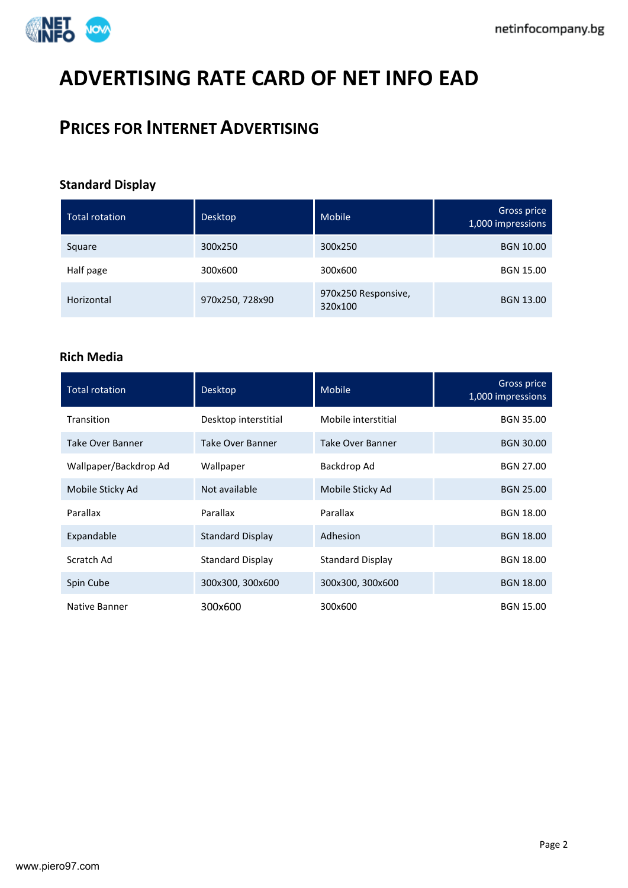# ADVERTISING RATE CARD OF NET INFO EAD

## PRICES FOR INTERNET ADVERTISING

### Standard Display

| Total rotation | Desktop | Mobile | Gross price 1,000 impressions |
|---|---|---|---|
| Square | 300x250 | 300x250 | BGN 10.00 |
| Half page | 300x600 | 300x600 | BGN 15.00 |
| Horizontal | 970x250, 728x90 | 970x250 Responsive, 320x100 | BGN 13.00 |

### Rich Media

| Total rotation | Desktop | Mobile | Gross price 1,000 impressions |
|---|---|---|---|
| Transition | Desktop interstitial | Mobile interstitial | BGN 35.00 |
| Take Over Banner | Take Over Banner | Take Over Banner | BGN 30.00 |
| Wallpaper/Backdrop Ad | Wallpaper | Backdrop Ad | BGN 27.00 |
| Mobile Sticky Ad | Not available | Mobile Sticky Ad | BGN 25.00 |
| Parallax | Parallax | Parallax | BGN 18.00 |
| Expandable | Standard Display | Adhesion | BGN 18.00 |
| Scratch Ad | Standard Display | Standard Display | BGN 18.00 |
| Spin Cube | 300x300, 300x600 | 300x300, 300x600 | BGN 18.00 |
| Native Banner | 300x600 | 300x600 | BGN 15.00 |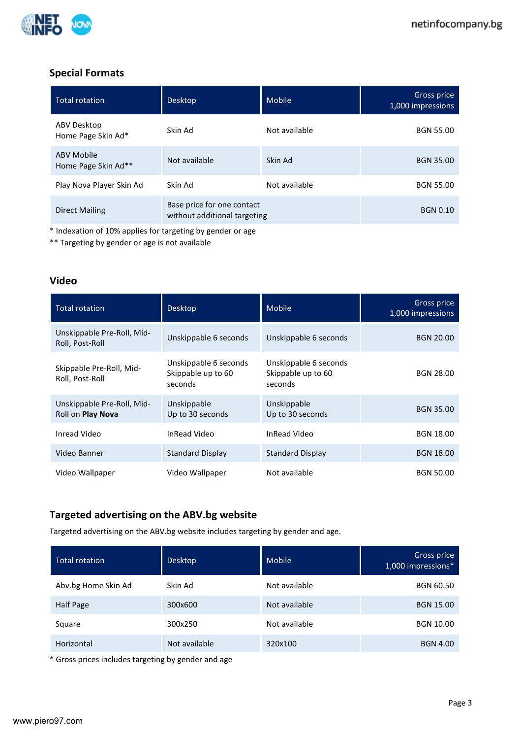## Special Formats

| Total rotation | Desktop | Mobile | Gross price 1,000 impressions |
|---|---|---|---|
| ABV Desktop Home Page Skin Ad* | Skin Ad | Not available | BGN 55.00 |
| ABV Mobile Home Page Skin Ad** | Not available | Skin Ad | BGN 35.00 |
| Play Nova Player Skin Ad | Skin Ad | Not available | BGN 55.00 |
| Direct Mailing | Base price for one contact without additional targeting | | BGN 0.10 |

* Indexation of 10% applies for targeting by gender or age
** Targeting by gender or age is not available

## Video

| Total rotation | Desktop | Mobile | Gross price 1,000 impressions |
|---|---|---|---|
| Unskippable Pre-Roll, Mid-Roll, Post-Roll | Unskippable 6 seconds | Unskippable 6 seconds | BGN 20.00 |
| Skippable Pre-Roll, Mid-Roll, Post-Roll | Unskippable 6 seconds Skippable up to 60 seconds | Unskippable 6 seconds Skippable up to 60 seconds | BGN 28.00 |
| Unskippable Pre-Roll, Mid-Roll on **Play Nova** | Unskippable Up to 30 seconds | Unskippable Up to 30 seconds | BGN 35.00 |
| Inread Video | InRead Video | InRead Video | BGN 18.00 |
| Video Banner | Standard Display | Standard Display | BGN 18.00 |
| Video Wallpaper | Video Wallpaper | Not available | BGN 50.00 |

## Targeted advertising on the ABV.bg website

Targeted advertising on the ABV.bg website includes targeting by gender and age.

| Total rotation | Desktop | Mobile | Gross price 1,000 impressions* |
|---|---|---|---|
| Abv.bg Home Skin Ad | Skin Ad | Not available | BGN 60.50 |
| Half Page | 300x600 | Not available | BGN 15.00 |
| Square | 300x250 | Not available | BGN 10.00 |
| Horizontal | Not available | 320x100 | BGN 4.00 |

* Gross prices includes targeting by gender and age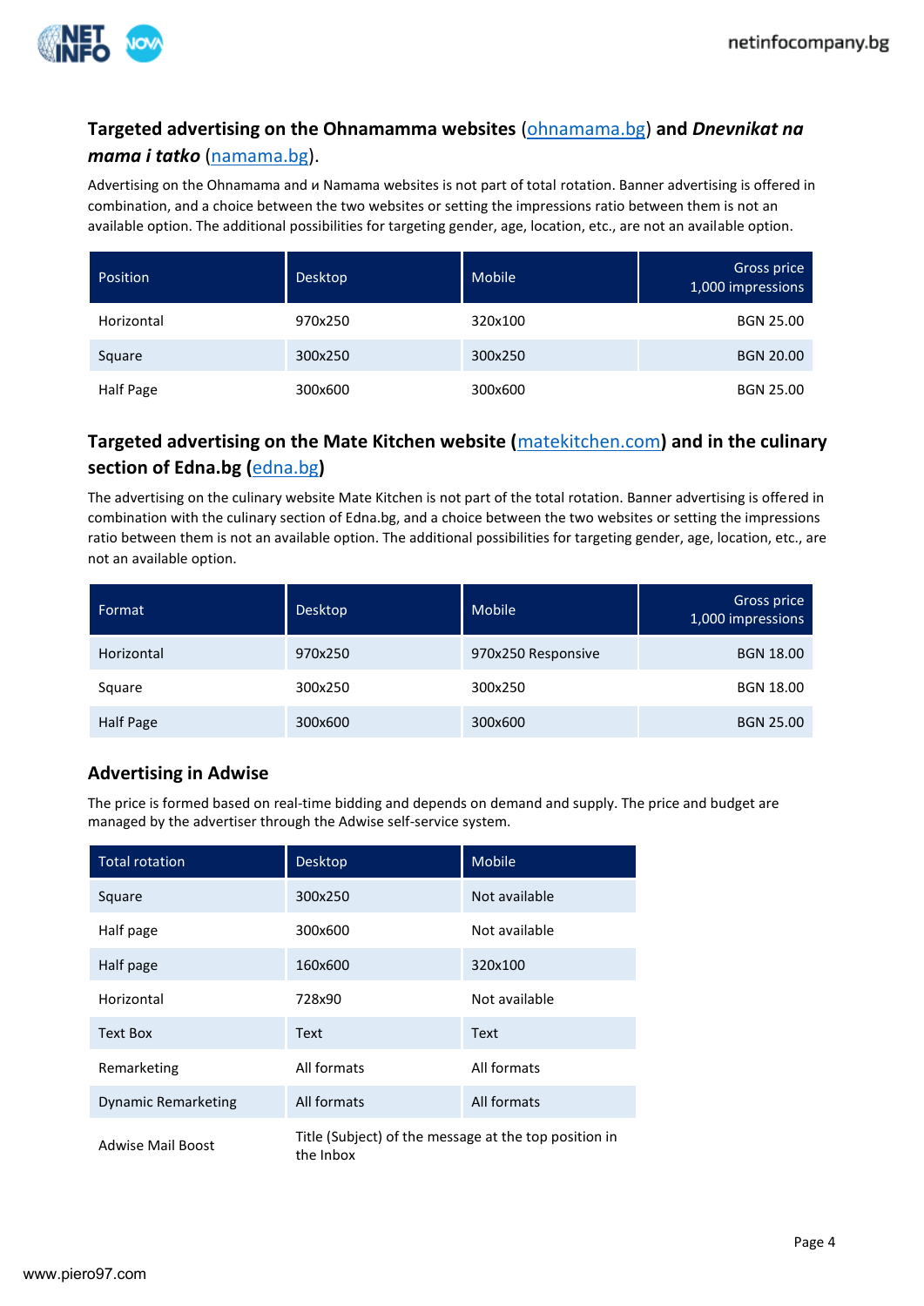## Targeted advertising on the Ohnamamma websites (ohnamama.bg) and *Dnevnikat na mama i tatko* (namama.bg).

Advertising on the Ohnamama and и Namama websites is not part of total rotation. Banner advertising is offered in combination, and a choice between the two websites or setting the impressions ratio between them is not an available option. The additional possibilities for targeting gender, age, location, etc., are not an available option.

| Position | Desktop | Mobile | Gross price 1,000 impressions |
|---|---|---|---|
| Horizontal | 970x250 | 320x100 | BGN 25.00 |
| Square | 300x250 | 300x250 | BGN 20.00 |
| Half Page | 300x600 | 300x600 | BGN 25.00 |

## Targeted advertising on the Mate Kitchen website (matekitchen.com) and in the culinary section of Edna.bg (edna.bg)

The advertising on the culinary website Mate Kitchen is not part of the total rotation. Banner advertising is offered in combination with the culinary section of Edna.bg, and a choice between the two websites or setting the impressions ratio between them is not an available option. The additional possibilities for targeting gender, age, location, etc., are not an available option.

| Format | Desktop | Mobile | Gross price 1,000 impressions |
|---|---|---|---|
| Horizontal | 970x250 | 970x250 Responsive | BGN 18.00 |
| Square | 300x250 | 300x250 | BGN 18.00 |
| Half Page | 300x600 | 300x600 | BGN 25.00 |

## Advertising in Adwise

The price is formed based on real-time bidding and depends on demand and supply. The price and budget are managed by the advertiser through the Adwise self-service system.

| Total rotation | Desktop | Mobile |
|---|---|---|
| Square | 300x250 | Not available |
| Half page | 300x600 | Not available |
| Half page | 160x600 | 320x100 |
| Horizontal | 728x90 | Not available |
| Text Box | Text | Text |
| Remarketing | All formats | All formats |
| Dynamic Remarketing | All formats | All formats |
| Adwise Mail Boost | Title (Subject) of the message at the top position in the Inbox | |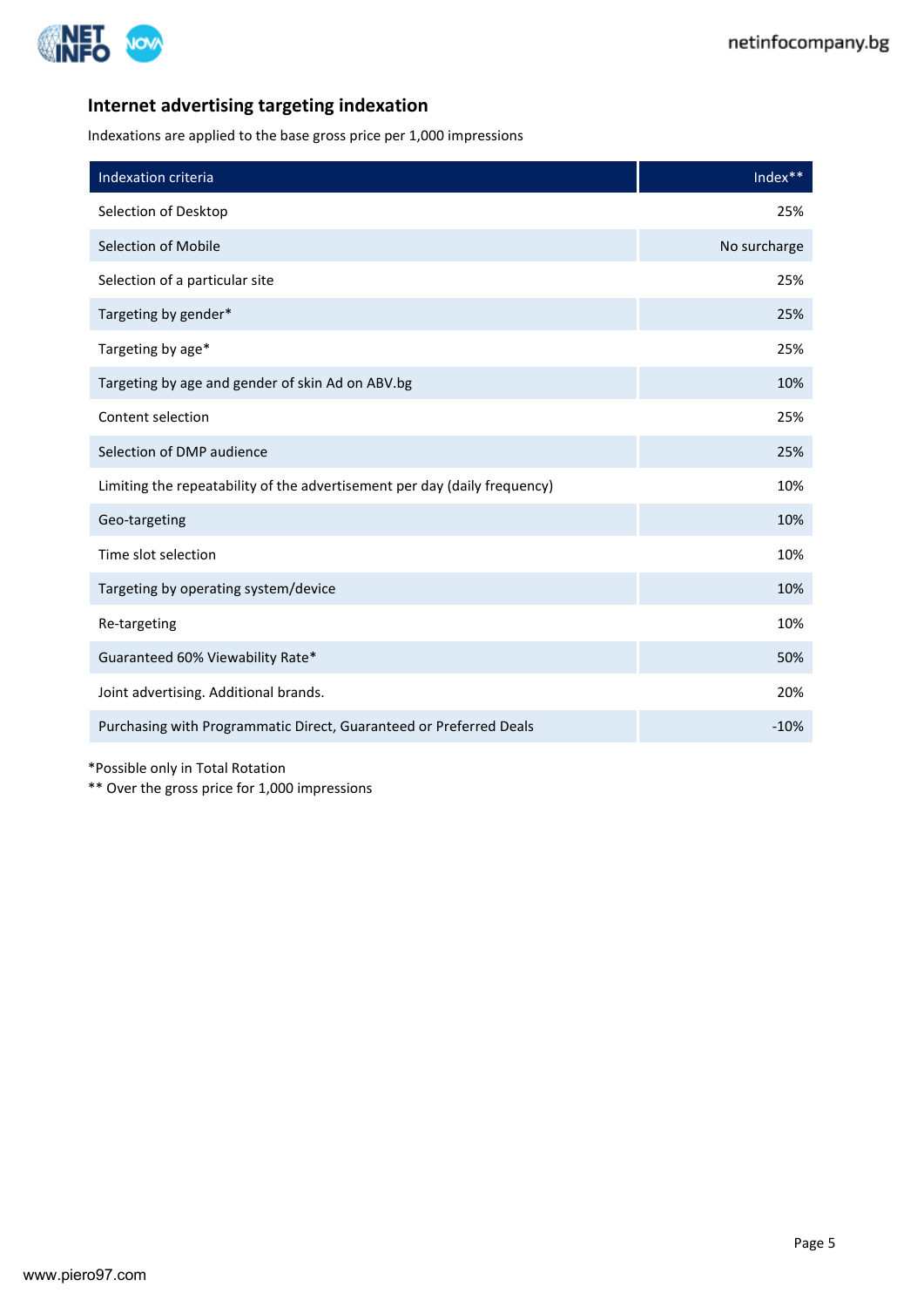## Internet advertising targeting indexation

Indexations are applied to the base gross price per 1,000 impressions

| Indexation criteria | Index** |
|---|---|
| Selection of Desktop | 25% |
| Selection of Mobile | No surcharge |
| Selection of a particular site | 25% |
| Targeting by gender* | 25% |
| Targeting by age* | 25% |
| Targeting by age and gender of skin Ad on ABV.bg | 10% |
| Content selection | 25% |
| Selection of DMP audience | 25% |
| Limiting the repeatability of the advertisement per day (daily frequency) | 10% |
| Geo-targeting | 10% |
| Time slot selection | 10% |
| Targeting by operating system/device | 10% |
| Re-targeting | 10% |
| Guaranteed 60% Viewability Rate* | 50% |
| Joint advertising. Additional brands. | 20% |
| Purchasing with Programmatic Direct, Guaranteed or Preferred Deals | -10% |

*Possible only in Total Rotation
** Over the gross price for 1,000 impressions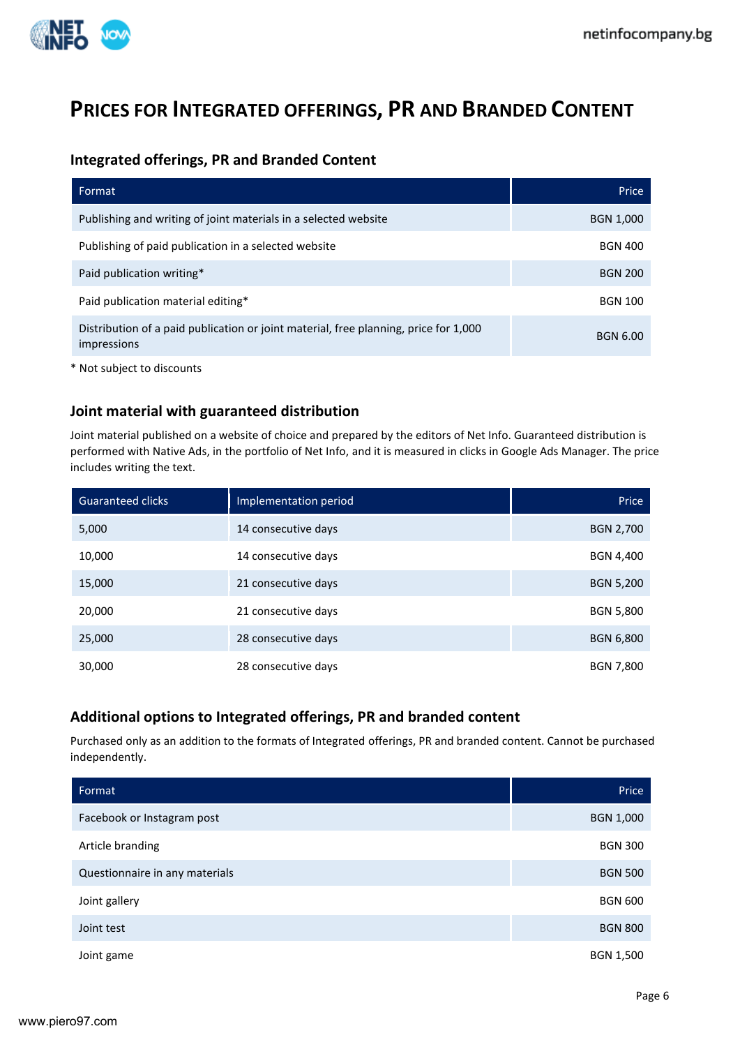# Prices for Integrated offerings, PR and Branded Content

## Integrated offerings, PR and Branded Content

| Format | Price |
|---|---|
| Publishing and writing of joint materials in a selected website | BGN 1,000 |
| Publishing of paid publication in a selected website | BGN 400 |
| Paid publication writing* | BGN 200 |
| Paid publication material editing* | BGN 100 |
| Distribution of a paid publication or joint material, free planning, price for 1,000 impressions | BGN 6.00 |

* Not subject to discounts

## Joint material with guaranteed distribution

Joint material published on a website of choice and prepared by the editors of Net Info. Guaranteed distribution is performed with Native Ads, in the portfolio of Net Info, and it is measured in clicks in Google Ads Manager. The price includes writing the text.

| Guaranteed clicks | Implementation period | Price |
|---|---|---|
| 5,000 | 14 consecutive days | BGN 2,700 |
| 10,000 | 14 consecutive days | BGN 4,400 |
| 15,000 | 21 consecutive days | BGN 5,200 |
| 20,000 | 21 consecutive days | BGN 5,800 |
| 25,000 | 28 consecutive days | BGN 6,800 |
| 30,000 | 28 consecutive days | BGN 7,800 |

## Additional options to Integrated offerings, PR and branded content

Purchased only as an addition to the formats of Integrated offerings, PR and branded content. Cannot be purchased independently.

| Format | Price |
|---|---|
| Facebook or Instagram post | BGN 1,000 |
| Article branding | BGN 300 |
| Questionnaire in any materials | BGN 500 |
| Joint gallery | BGN 600 |
| Joint test | BGN 800 |
| Joint game | BGN 1,500 |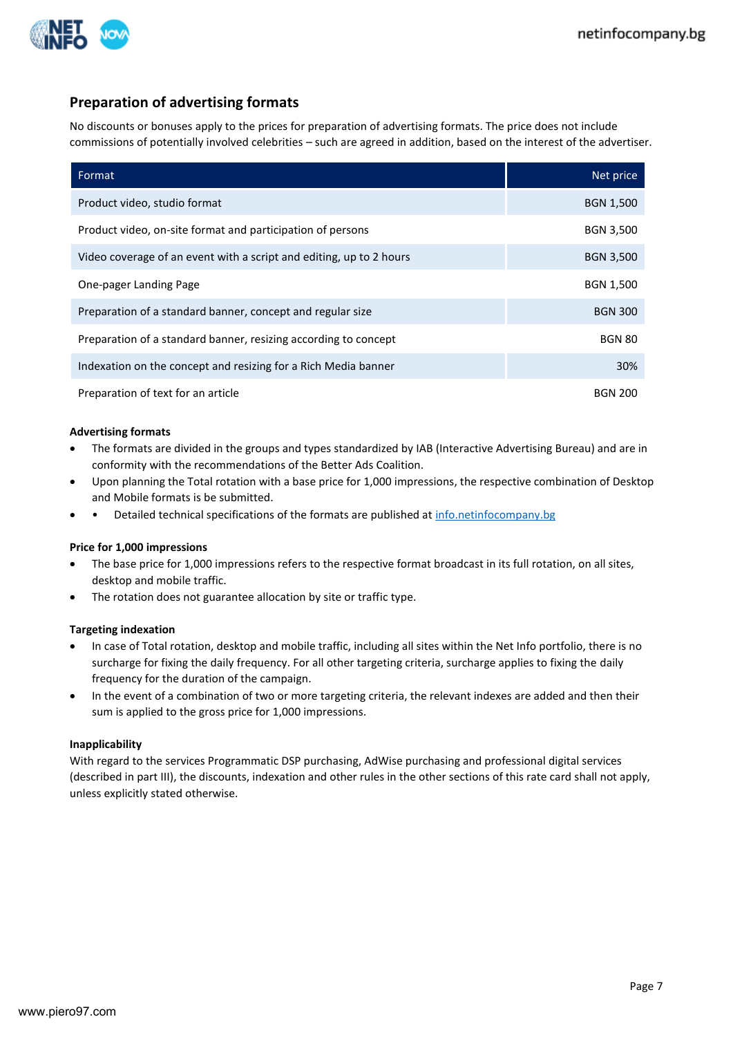## Preparation of advertising formats

No discounts or bonuses apply to the prices for preparation of advertising formats. The price does not include commissions of potentially involved celebrities – such are agreed in addition, based on the interest of the advertiser.

| Format | Net price |
|---|---|
| Product video, studio format | BGN 1,500 |
| Product video, on-site format and participation of persons | BGN 3,500 |
| Video coverage of an event with a script and editing, up to 2 hours | BGN 3,500 |
| One-pager Landing Page | BGN 1,500 |
| Preparation of a standard banner, concept and regular size | BGN 300 |
| Preparation of a standard banner, resizing according to concept | BGN 80 |
| Indexation on the concept and resizing for a Rich Media banner | 30% |
| Preparation of text for an article | BGN 200 |

**Advertising formats**

- The formats are divided in the groups and types standardized by IAB (Interactive Advertising Bureau) and are in conformity with the recommendations of the Better Ads Coalition.
- Upon planning the Total rotation with a base price for 1,000 impressions, the respective combination of Desktop and Mobile formats is be submitted.
- • Detailed technical specifications of the formats are published at [info.netinfocompany.bg](info.netinfocompany.bg)

**Price for 1,000 impressions**

- The base price for 1,000 impressions refers to the respective format broadcast in its full rotation, on all sites, desktop and mobile traffic.
- The rotation does not guarantee allocation by site or traffic type.

**Targeting indexation**

- In case of Total rotation, desktop and mobile traffic, including all sites within the Net Info portfolio, there is no surcharge for fixing the daily frequency. For all other targeting criteria, surcharge applies to fixing the daily frequency for the duration of the campaign.
- In the event of a combination of two or more targeting criteria, the relevant indexes are added and then their sum is applied to the gross price for 1,000 impressions.

**Inapplicability**

With regard to the services Programmatic DSP purchasing, AdWise purchasing and professional digital services (described in part III), the discounts, indexation and other rules in the other sections of this rate card shall not apply, unless explicitly stated otherwise.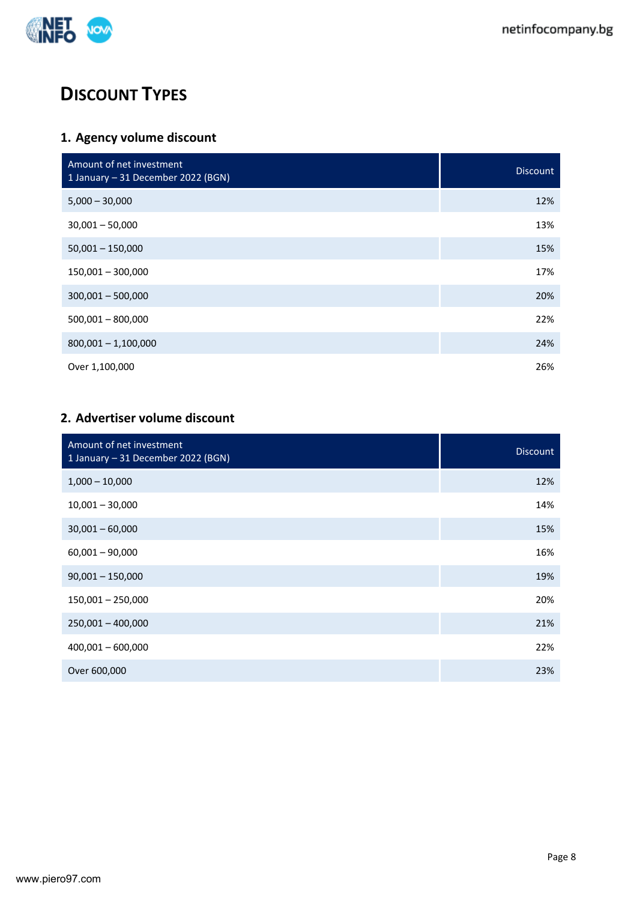# Discount Types

## 1. Agency volume discount

| Amount of net investment 1 January – 31 December 2022 (BGN) | Discount |
|---|---|
| 5,000 – 30,000 | 12% |
| 30,001 – 50,000 | 13% |
| 50,001 – 150,000 | 15% |
| 150,001 – 300,000 | 17% |
| 300,001 – 500,000 | 20% |
| 500,001 – 800,000 | 22% |
| 800,001 – 1,100,000 | 24% |
| Over 1,100,000 | 26% |

## 2. Advertiser volume discount

| Amount of net investment 1 January – 31 December 2022 (BGN) | Discount |
|---|---|
| 1,000 – 10,000 | 12% |
| 10,001 – 30,000 | 14% |
| 30,001 – 60,000 | 15% |
| 60,001 – 90,000 | 16% |
| 90,001 – 150,000 | 19% |
| 150,001 – 250,000 | 20% |
| 250,001 – 400,000 | 21% |
| 400,001 – 600,000 | 22% |
| Over 600,000 | 23% |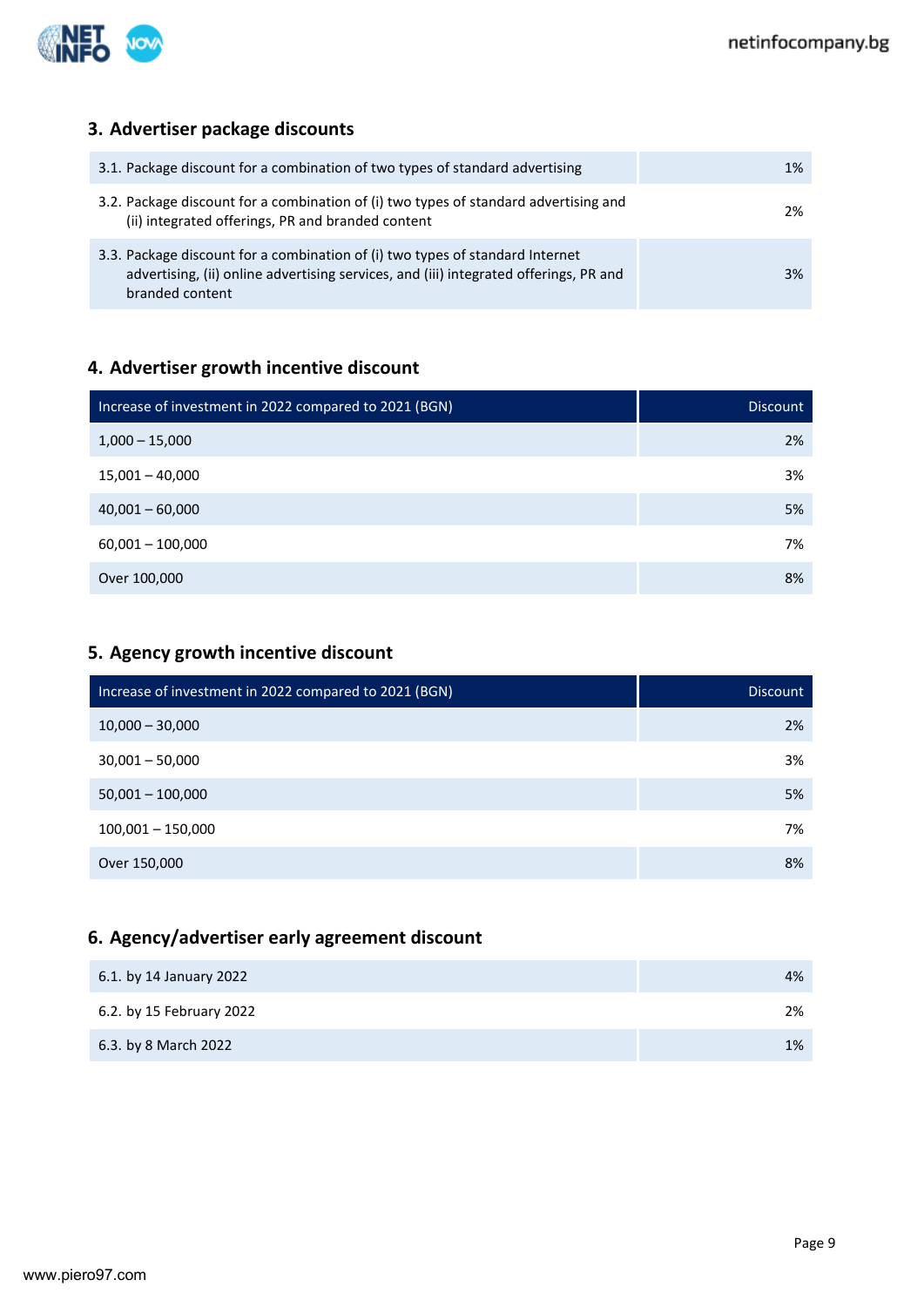## 3. Advertiser package discounts

| | |
|---|---|
| 3.1. Package discount for a combination of two types of standard advertising | 1% |
| 3.2. Package discount for a combination of (i) two types of standard advertising and (ii) integrated offerings, PR and branded content | 2% |
| 3.3. Package discount for a combination of (i) two types of standard Internet advertising, (ii) online advertising services, and (iii) integrated offerings, PR and branded content | 3% |

## 4. Advertiser growth incentive discount

| Increase of investment in 2022 compared to 2021 (BGN) | Discount |
|---|---|
| 1,000 – 15,000 | 2% |
| 15,001 – 40,000 | 3% |
| 40,001 – 60,000 | 5% |
| 60,001 – 100,000 | 7% |
| Over 100,000 | 8% |

## 5. Agency growth incentive discount

| Increase of investment in 2022 compared to 2021 (BGN) | Discount |
|---|---|
| 10,000 – 30,000 | 2% |
| 30,001 – 50,000 | 3% |
| 50,001 – 100,000 | 5% |
| 100,001 – 150,000 | 7% |
| Over 150,000 | 8% |

## 6. Agency/advertiser early agreement discount

| | |
|---|---|
| 6.1. by 14 January 2022 | 4% |
| 6.2. by 15 February 2022 | 2% |
| 6.3. by 8 March 2022 | 1% |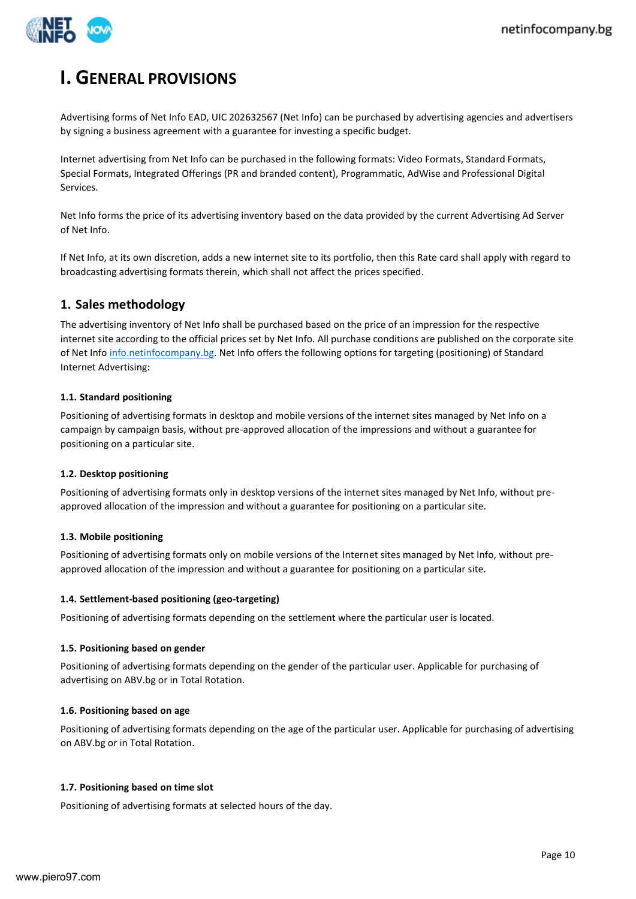# I. General provisions

Advertising forms of Net Info EAD, UIC 202632567 (Net Info) can be purchased by advertising agencies and advertisers by signing a business agreement with a guarantee for investing a specific budget.

Internet advertising from Net Info can be purchased in the following formats: Video Formats, Standard Formats, Special Formats, Integrated Offerings (PR and branded content), Programmatic, AdWise and Professional Digital Services.

Net Info forms the price of its advertising inventory based on the data provided by the current Advertising Ad Server of Net Info.

If Net Info, at its own discretion, adds a new internet site to its portfolio, then this Rate card shall apply with regard to broadcasting advertising formats therein, which shall not affect the prices specified.

## 1. Sales methodology

The advertising inventory of Net Info shall be purchased based on the price of an impression for the respective internet site according to the official prices set by Net Info. All purchase conditions are published on the corporate site of Net Info [info.netinfocompany.bg](info.netinfocompany.bg). Net Info offers the following options for targeting (positioning) of Standard Internet Advertising:

#### 1.1. Standard positioning

Positioning of advertising formats in desktop and mobile versions of the internet sites managed by Net Info on a campaign by campaign basis, without pre-approved allocation of the impressions and without a guarantee for positioning on a particular site.

#### 1.2. Desktop positioning

Positioning of advertising formats only in desktop versions of the internet sites managed by Net Info, without pre-approved allocation of the impression and without a guarantee for positioning on a particular site.

#### 1.3. Mobile positioning

Positioning of advertising formats only on mobile versions of the Internet sites managed by Net Info, without pre-approved allocation of the impression and without a guarantee for positioning on a particular site.

#### 1.4. Settlement-based positioning (geo-targeting)

Positioning of advertising formats depending on the settlement where the particular user is located.

#### 1.5. Positioning based on gender

Positioning of advertising formats depending on the gender of the particular user. Applicable for purchasing of advertising on ABV.bg or in Total Rotation.

#### 1.6. Positioning based on age

Positioning of advertising formats depending on the age of the particular user. Applicable for purchasing of advertising on ABV.bg or in Total Rotation.

#### 1.7. Positioning based on time slot

Positioning of advertising formats at selected hours of the day.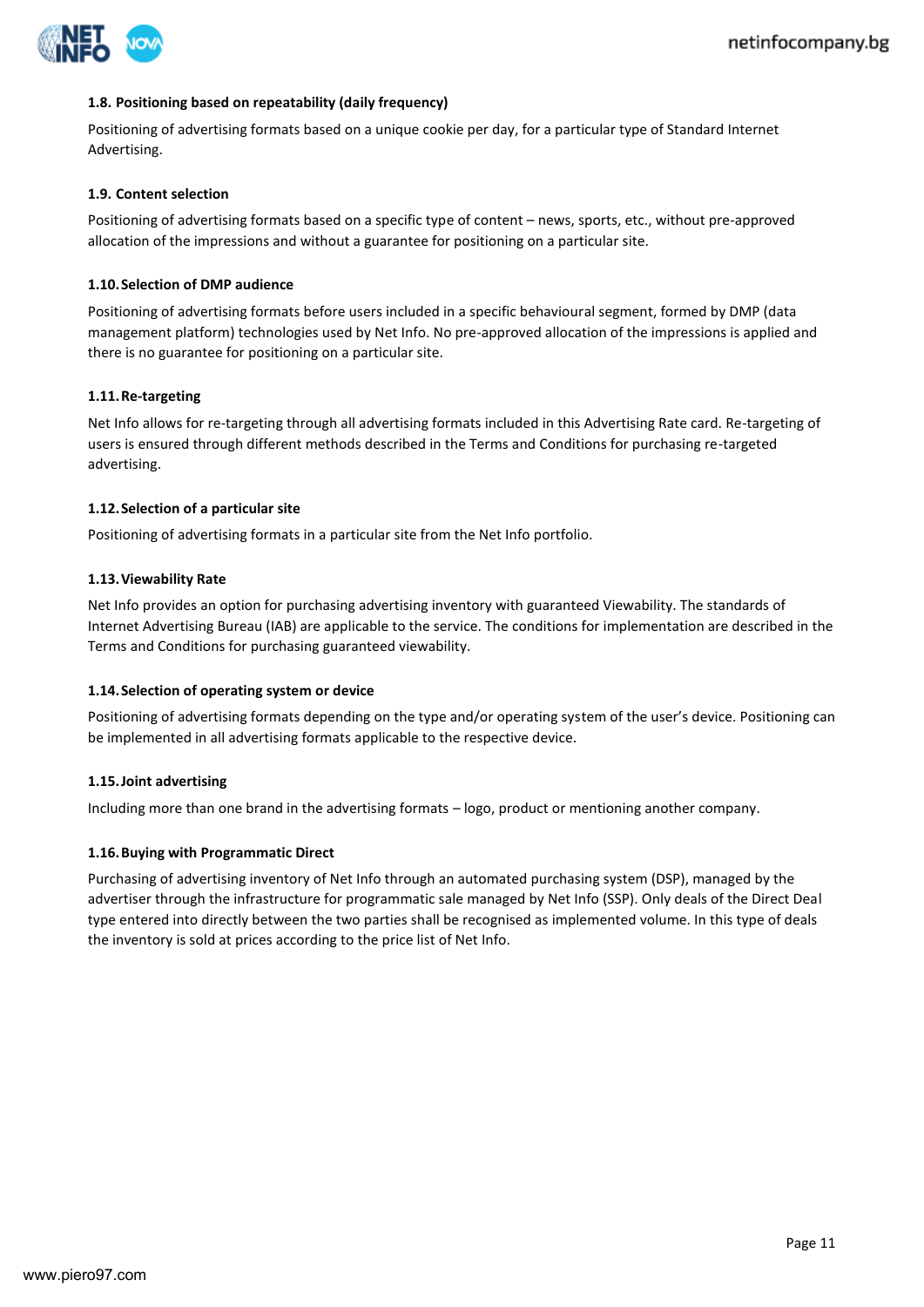### 1.8. Positioning based on repeatability (daily frequency)

Positioning of advertising formats based on a unique cookie per day, for a particular type of Standard Internet Advertising.

### 1.9. Content selection

Positioning of advertising formats based on a specific type of content – news, sports, etc., without pre-approved allocation of the impressions and without a guarantee for positioning on a particular site.

### 1.10. Selection of DMP audience

Positioning of advertising formats before users included in a specific behavioural segment, formed by DMP (data management platform) technologies used by Net Info. No pre-approved allocation of the impressions is applied and there is no guarantee for positioning on a particular site.

### 1.11. Re-targeting

Net Info allows for re-targeting through all advertising formats included in this Advertising Rate card. Re-targeting of users is ensured through different methods described in the Terms and Conditions for purchasing re-targeted advertising.

### 1.12. Selection of a particular site

Positioning of advertising formats in a particular site from the Net Info portfolio.

### 1.13. Viewability Rate

Net Info provides an option for purchasing advertising inventory with guaranteed Viewability. The standards of Internet Advertising Bureau (IAB) are applicable to the service. The conditions for implementation are described in the Terms and Conditions for purchasing guaranteed viewability.

### 1.14. Selection of operating system or device

Positioning of advertising formats depending on the type and/or operating system of the user's device. Positioning can be implemented in all advertising formats applicable to the respective device.

### 1.15. Joint advertising

Including more than one brand in the advertising formats – logo, product or mentioning another company.

### 1.16. Buying with Programmatic Direct

Purchasing of advertising inventory of Net Info through an automated purchasing system (DSP), managed by the advertiser through the infrastructure for programmatic sale managed by Net Info (SSP). Only deals of the Direct Deal type entered into directly between the two parties shall be recognised as implemented volume. In this type of deals the inventory is sold at prices according to the price list of Net Info.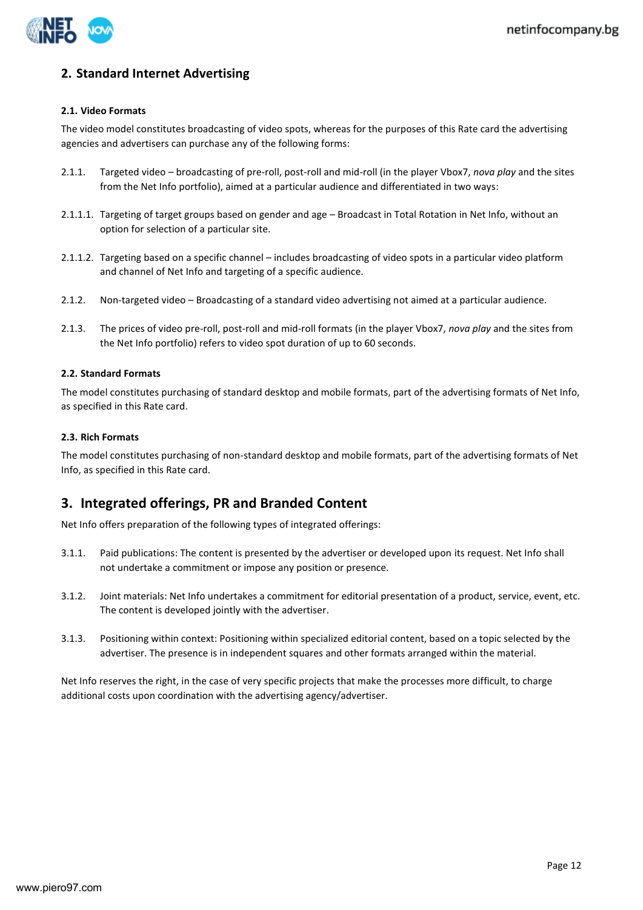## 2. Standard Internet Advertising

#### 2.1. Video Formats

The video model constitutes broadcasting of video spots, whereas for the purposes of this Rate card the advertising agencies and advertisers can purchase any of the following forms:

2.1.1. Targeted video – broadcasting of pre-roll, post-roll and mid-roll (in the player Vbox7, *nova play* and the sites from the Net Info portfolio), aimed at a particular audience and differentiated in two ways:

2.1.1.1. Targeting of target groups based on gender and age – Broadcast in Total Rotation in Net Info, without an option for selection of a particular site.

2.1.1.2. Targeting based on a specific channel – includes broadcasting of video spots in a particular video platform and channel of Net Info and targeting of a specific audience.

2.1.2. Non-targeted video – Broadcasting of a standard video advertising not aimed at a particular audience.

2.1.3. The prices of video pre-roll, post-roll and mid-roll formats (in the player Vbox7, *nova play* and the sites from the Net Info portfolio) refers to video spot duration of up to 60 seconds.

#### 2.2. Standard Formats

The model constitutes purchasing of standard desktop and mobile formats, part of the advertising formats of Net Info, as specified in this Rate card.

#### 2.3. Rich Formats

The model constitutes purchasing of non-standard desktop and mobile formats, part of the advertising formats of Net Info, as specified in this Rate card.

## 3. Integrated offerings, PR and Branded Content

Net Info offers preparation of the following types of integrated offerings:

3.1.1. Paid publications: The content is presented by the advertiser or developed upon its request. Net Info shall not undertake a commitment or impose any position or presence.

3.1.2. Joint materials: Net Info undertakes a commitment for editorial presentation of a product, service, event, etc. The content is developed jointly with the advertiser.

3.1.3. Positioning within context: Positioning within specialized editorial content, based on a topic selected by the advertiser. The presence is in independent squares and other formats arranged within the material.

Net Info reserves the right, in the case of very specific projects that make the processes more difficult, to charge additional costs upon coordination with the advertising agency/advertiser.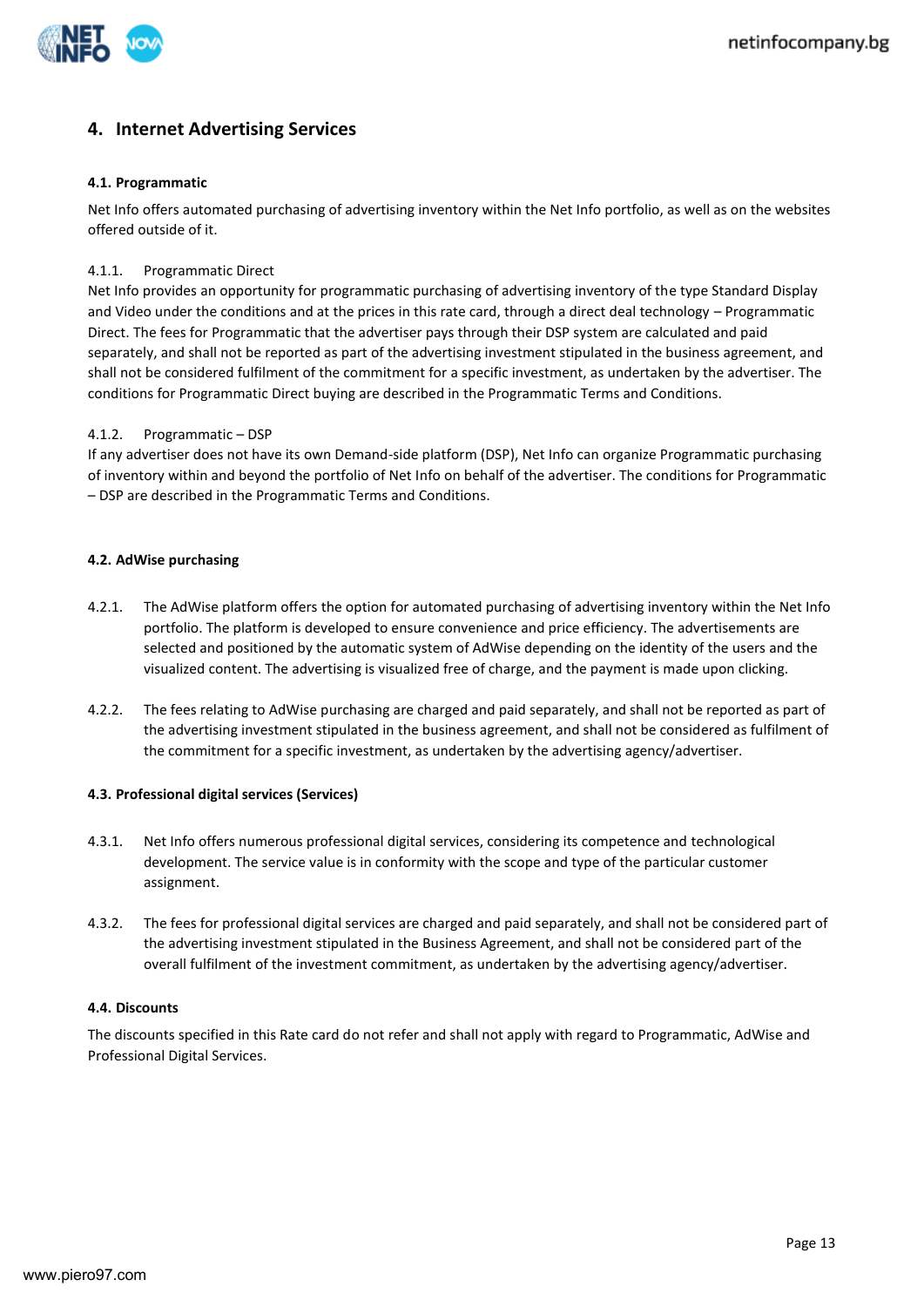## 4. Internet Advertising Services

**4.1. Programmatic**

Net Info offers automated purchasing of advertising inventory within the Net Info portfolio, as well as on the websites offered outside of it.

4.1.1. Programmatic Direct

Net Info provides an opportunity for programmatic purchasing of advertising inventory of the type Standard Display and Video under the conditions and at the prices in this rate card, through a direct deal technology – Programmatic Direct. The fees for Programmatic that the advertiser pays through their DSP system are calculated and paid separately, and shall not be reported as part of the advertising investment stipulated in the business agreement, and shall not be considered fulfilment of the commitment for a specific investment, as undertaken by the advertiser. The conditions for Programmatic Direct buying are described in the Programmatic Terms and Conditions.

4.1.2. Programmatic – DSP

If any advertiser does not have its own Demand-side platform (DSP), Net Info can organize Programmatic purchasing of inventory within and beyond the portfolio of Net Info on behalf of the advertiser. The conditions for Programmatic – DSP are described in the Programmatic Terms and Conditions.

**4.2. AdWise purchasing**

4.2.1. The AdWise platform offers the option for automated purchasing of advertising inventory within the Net Info portfolio. The platform is developed to ensure convenience and price efficiency. The advertisements are selected and positioned by the automatic system of AdWise depending on the identity of the users and the visualized content. The advertising is visualized free of charge, and the payment is made upon clicking.

4.2.2. The fees relating to AdWise purchasing are charged and paid separately, and shall not be reported as part of the advertising investment stipulated in the business agreement, and shall not be considered as fulfilment of the commitment for a specific investment, as undertaken by the advertising agency/advertiser.

**4.3. Professional digital services (Services)**

4.3.1. Net Info offers numerous professional digital services, considering its competence and technological development. The service value is in conformity with the scope and type of the particular customer assignment.

4.3.2. The fees for professional digital services are charged and paid separately, and shall not be considered part of the advertising investment stipulated in the Business Agreement, and shall not be considered part of the overall fulfilment of the investment commitment, as undertaken by the advertising agency/advertiser.

**4.4. Discounts**

The discounts specified in this Rate card do not refer and shall not apply with regard to Programmatic, AdWise and Professional Digital Services.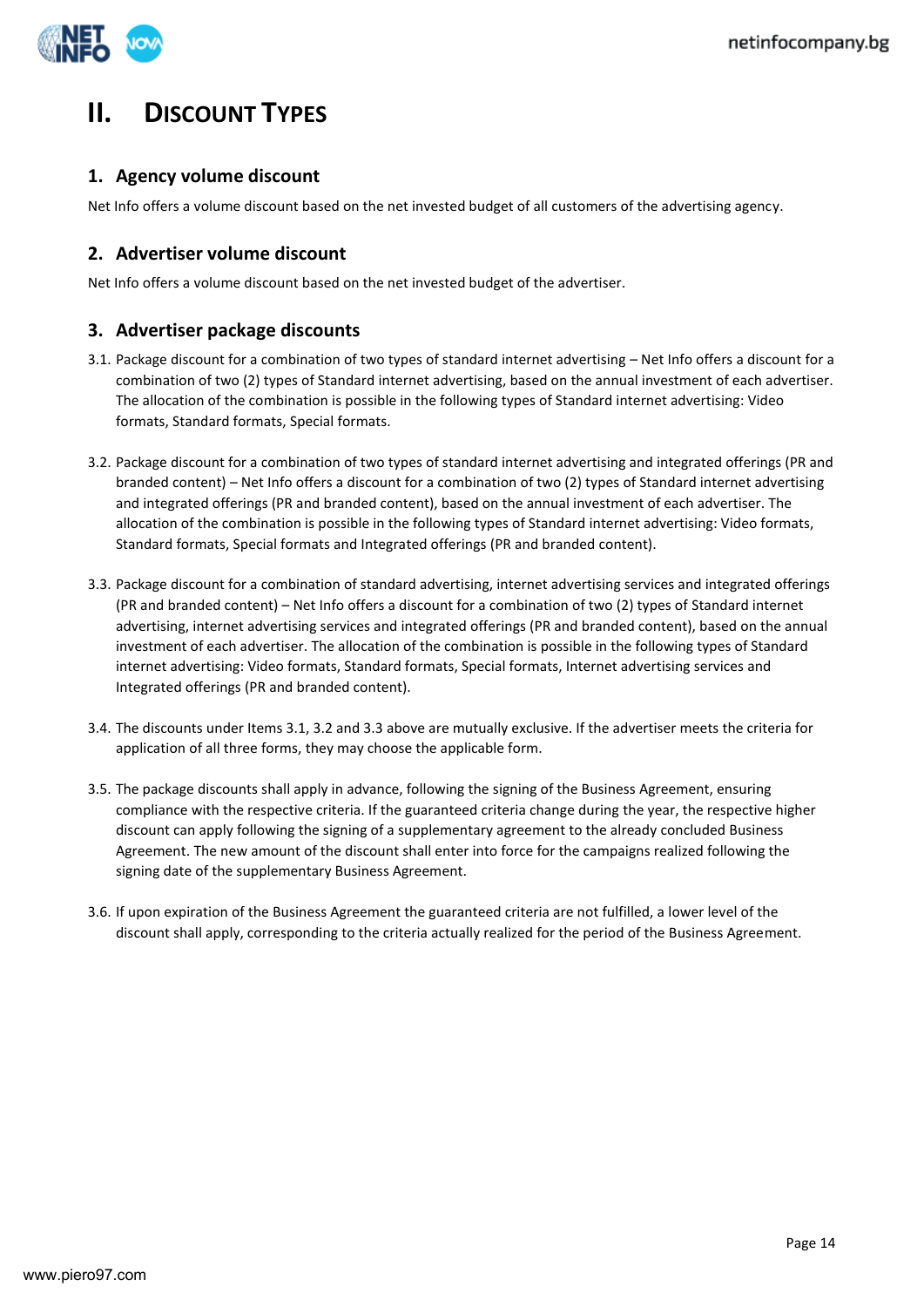# II. Discount Types

## 1. Agency volume discount

Net Info offers a volume discount based on the net invested budget of all customers of the advertising agency.

## 2. Advertiser volume discount

Net Info offers a volume discount based on the net invested budget of the advertiser.

## 3. Advertiser package discounts

3.1. Package discount for a combination of two types of standard internet advertising – Net Info offers a discount for a combination of two (2) types of Standard internet advertising, based on the annual investment of each advertiser. The allocation of the combination is possible in the following types of Standard internet advertising: Video formats, Standard formats, Special formats.

3.2. Package discount for a combination of two types of standard internet advertising and integrated offerings (PR and branded content) – Net Info offers a discount for a combination of two (2) types of Standard internet advertising and integrated offerings (PR and branded content), based on the annual investment of each advertiser. The allocation of the combination is possible in the following types of Standard internet advertising: Video formats, Standard formats, Special formats and Integrated offerings (PR and branded content).

3.3. Package discount for a combination of standard advertising, internet advertising services and integrated offerings (PR and branded content) – Net Info offers a discount for a combination of two (2) types of Standard internet advertising, internet advertising services and integrated offerings (PR and branded content), based on the annual investment of each advertiser. The allocation of the combination is possible in the following types of Standard internet advertising: Video formats, Standard formats, Special formats, Internet advertising services and Integrated offerings (PR and branded content).

3.4. The discounts under Items 3.1, 3.2 and 3.3 above are mutually exclusive. If the advertiser meets the criteria for application of all three forms, they may choose the applicable form.

3.5. The package discounts shall apply in advance, following the signing of the Business Agreement, ensuring compliance with the respective criteria. If the guaranteed criteria change during the year, the respective higher discount can apply following the signing of a supplementary agreement to the already concluded Business Agreement. The new amount of the discount shall enter into force for the campaigns realized following the signing date of the supplementary Business Agreement.

3.6. If upon expiration of the Business Agreement the guaranteed criteria are not fulfilled, a lower level of the discount shall apply, corresponding to the criteria actually realized for the period of the Business Agreement.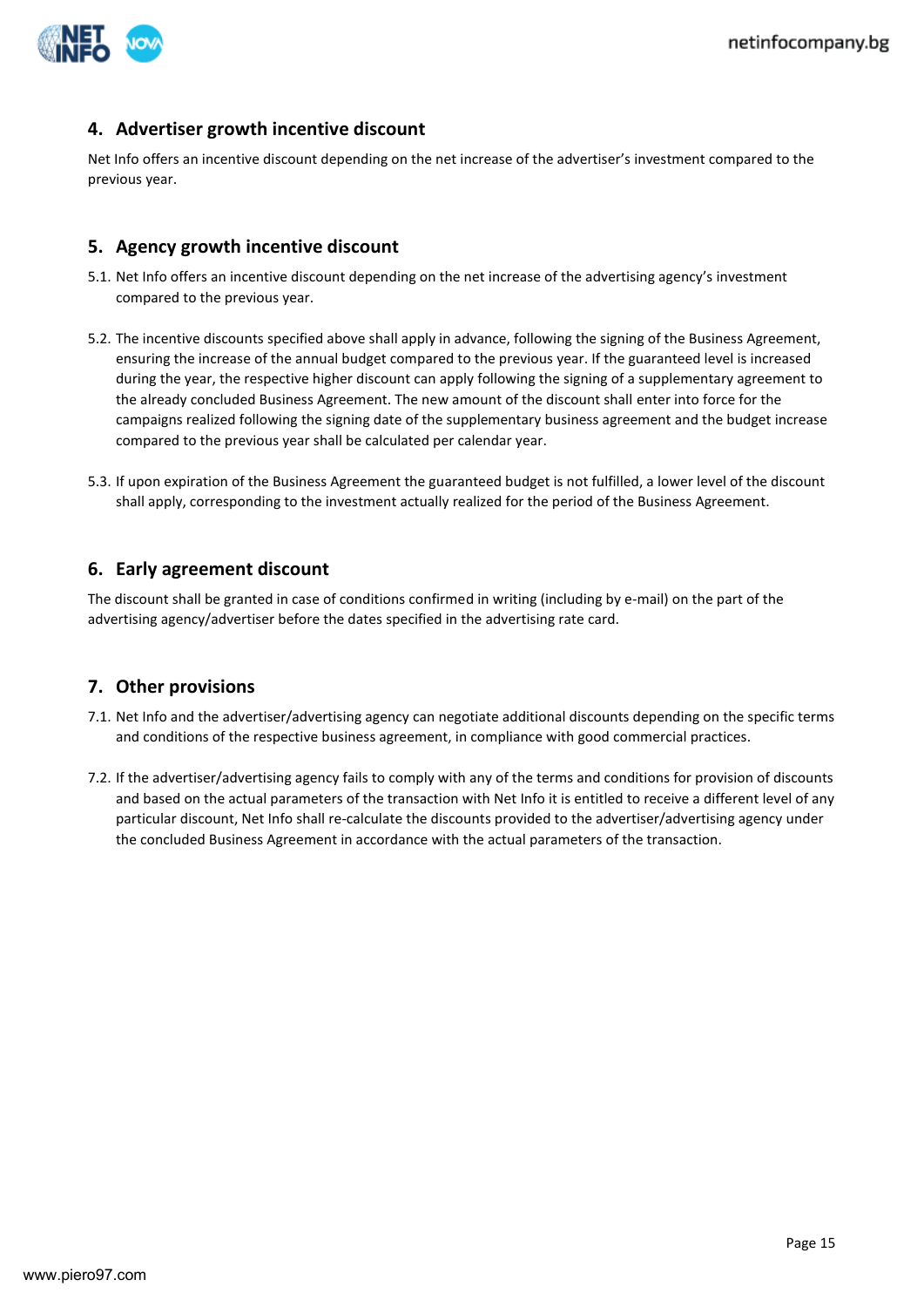## 4. Advertiser growth incentive discount

Net Info offers an incentive discount depending on the net increase of the advertiser's investment compared to the previous year.

## 5. Agency growth incentive discount

5.1. Net Info offers an incentive discount depending on the net increase of the advertising agency's investment compared to the previous year.

5.2. The incentive discounts specified above shall apply in advance, following the signing of the Business Agreement, ensuring the increase of the annual budget compared to the previous year. If the guaranteed level is increased during the year, the respective higher discount can apply following the signing of a supplementary agreement to the already concluded Business Agreement. The new amount of the discount shall enter into force for the campaigns realized following the signing date of the supplementary business agreement and the budget increase compared to the previous year shall be calculated per calendar year.

5.3. If upon expiration of the Business Agreement the guaranteed budget is not fulfilled, a lower level of the discount shall apply, corresponding to the investment actually realized for the period of the Business Agreement.

## 6. Early agreement discount

The discount shall be granted in case of conditions confirmed in writing (including by e-mail) on the part of the advertising agency/advertiser before the dates specified in the advertising rate card.

## 7. Other provisions

7.1. Net Info and the advertiser/advertising agency can negotiate additional discounts depending on the specific terms and conditions of the respective business agreement, in compliance with good commercial practices.

7.2. If the advertiser/advertising agency fails to comply with any of the terms and conditions for provision of discounts and based on the actual parameters of the transaction with Net Info it is entitled to receive a different level of any particular discount, Net Info shall re-calculate the discounts provided to the advertiser/advertising agency under the concluded Business Agreement in accordance with the actual parameters of the transaction.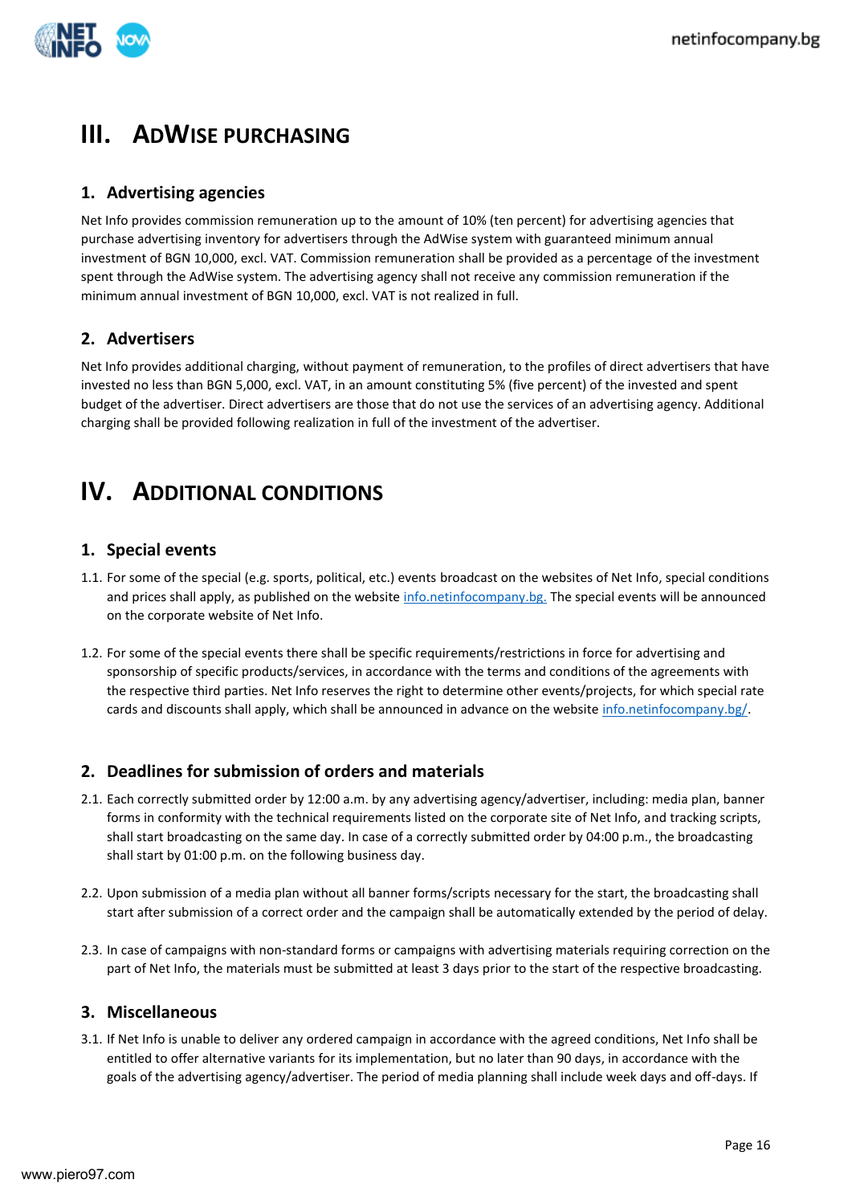# III. AdWise purchasing

## 1. Advertising agencies

Net Info provides commission remuneration up to the amount of 10% (ten percent) for advertising agencies that purchase advertising inventory for advertisers through the AdWise system with guaranteed minimum annual investment of BGN 10,000, excl. VAT. Commission remuneration shall be provided as a percentage of the investment spent through the AdWise system. The advertising agency shall not receive any commission remuneration if the minimum annual investment of BGN 10,000, excl. VAT is not realized in full.

## 2. Advertisers

Net Info provides additional charging, without payment of remuneration, to the profiles of direct advertisers that have invested no less than BGN 5,000, excl. VAT, in an amount constituting 5% (five percent) of the invested and spent budget of the advertiser. Direct advertisers are those that do not use the services of an advertising agency. Additional charging shall be provided following realization in full of the investment of the advertiser.

# IV. Additional conditions

## 1. Special events

1.1. For some of the special (e.g. sports, political, etc.) events broadcast on the websites of Net Info, special conditions and prices shall apply, as published on the website info.netinfocompany.bg. The special events will be announced on the corporate website of Net Info.

1.2. For some of the special events there shall be specific requirements/restrictions in force for advertising and sponsorship of specific products/services, in accordance with the terms and conditions of the agreements with the respective third parties. Net Info reserves the right to determine other events/projects, for which special rate cards and discounts shall apply, which shall be announced in advance on the website info.netinfocompany.bg/.

## 2. Deadlines for submission of orders and materials

2.1. Each correctly submitted order by 12:00 a.m. by any advertising agency/advertiser, including: media plan, banner forms in conformity with the technical requirements listed on the corporate site of Net Info, and tracking scripts, shall start broadcasting on the same day. In case of a correctly submitted order by 04:00 p.m., the broadcasting shall start by 01:00 p.m. on the following business day.

2.2. Upon submission of a media plan without all banner forms/scripts necessary for the start, the broadcasting shall start after submission of a correct order and the campaign shall be automatically extended by the period of delay.

2.3. In case of campaigns with non-standard forms or campaigns with advertising materials requiring correction on the part of Net Info, the materials must be submitted at least 3 days prior to the start of the respective broadcasting.

## 3. Miscellaneous

3.1. If Net Info is unable to deliver any ordered campaign in accordance with the agreed conditions, Net Info shall be entitled to offer alternative variants for its implementation, but no later than 90 days, in accordance with the goals of the advertising agency/advertiser. The period of media planning shall include week days and off-days. If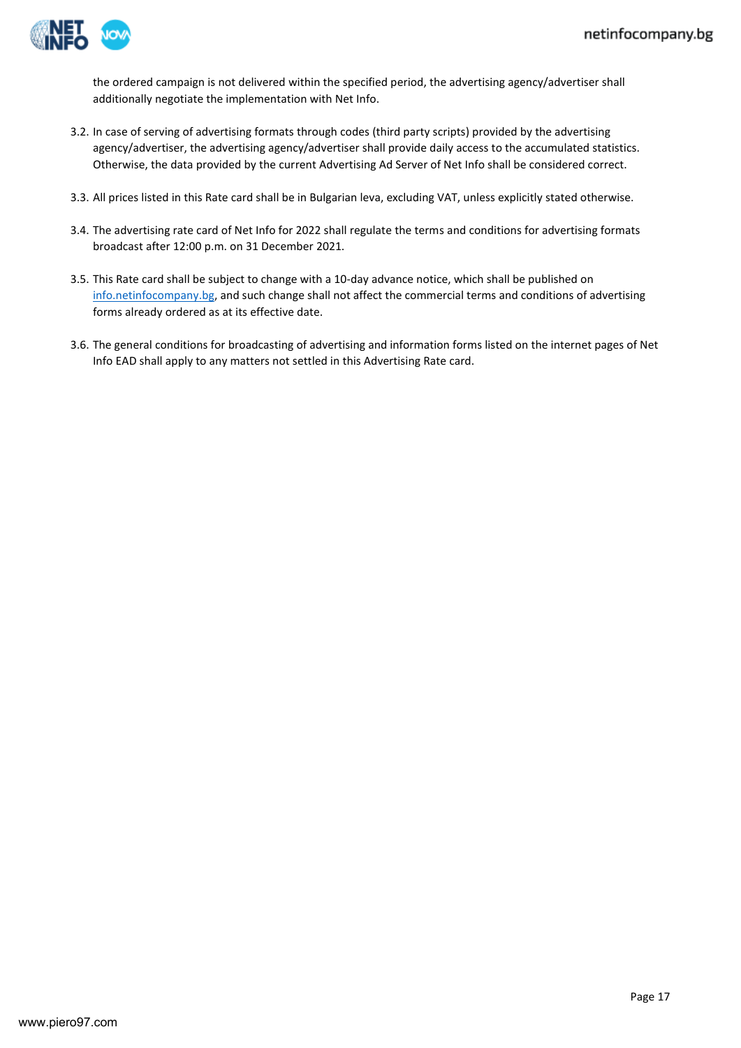the ordered campaign is not delivered within the specified period, the advertising agency/advertiser shall additionally negotiate the implementation with Net Info.

3.2. In case of serving of advertising formats through codes (third party scripts) provided by the advertising agency/advertiser, the advertising agency/advertiser shall provide daily access to the accumulated statistics. Otherwise, the data provided by the current Advertising Ad Server of Net Info shall be considered correct.

3.3. All prices listed in this Rate card shall be in Bulgarian leva, excluding VAT, unless explicitly stated otherwise.

3.4. The advertising rate card of Net Info for 2022 shall regulate the terms and conditions for advertising formats broadcast after 12:00 p.m. on 31 December 2021.

3.5. This Rate card shall be subject to change with a 10-day advance notice, which shall be published on info.netinfocompany.bg, and such change shall not affect the commercial terms and conditions of advertising forms already ordered as at its effective date.

3.6. The general conditions for broadcasting of advertising and information forms listed on the internet pages of Net Info EAD shall apply to any matters not settled in this Advertising Rate card.